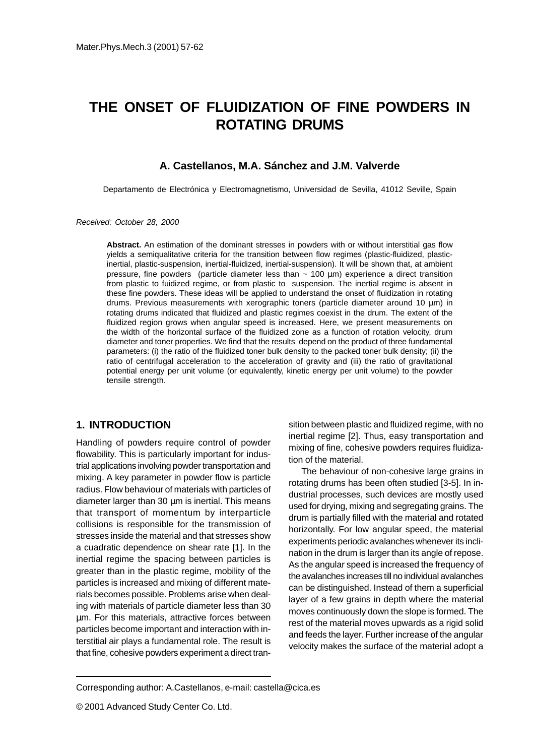# THE ONSET OF FLUIDIZATION OF FINE POWDERS IN ROTATING DRUMS

**A. Castellanos, M.A. Sánchez and J.M. Valverde**

Departamento de Electrónica y Electromagnetismo, Universidad de Sevilla, 41012 Seville, Spain

*Received: October 28, 2000*

**Abstract.** An estimation of the dominant stresses in powders with or without interstitial gas flow yields a semiqualitative criteria for the transition between flow regimes (plastic-fluidized, plastic-inertial, plastic-suspension, inertial-fluidized, inertial-suspension). It will be shown that, at ambient pressure, fine powders (particle diameter less than ~ 100 μm) experience a direct transition from plastic to fuidized regime, or from plastic to suspension. The inertial regime is absent in these fine powders. These ideas will be applied to understand the onset of fluidization in rotating drums. Previous measurements with xerographic toners (particle diameter around 10 μm) in rotating drums indicated that fluidized and plastic regimes coexist in the drum. The extent of the fluidized region grows when angular speed is increased. Here, we present measurements on the width of the horizontal surface of the fluidized zone as a function of rotation velocity, drum diameter and toner properties. We find that the results depend on the product of three fundamental parameters: (i) the ratio of the fluidized toner bulk density to the packed toner bulk density; (ii) the ratio of centrifugal acceleration to the acceleration of gravity and (iii) the ratio of gravitational potential energy per unit volume (or equivalently, kinetic energy per unit volume) to the powder tensile strength.

## 1. INTRODUCTION

Handling of powders require control of powder flowability. This is particularly important for industrial applications involving powder transportation and mixing. A key parameter in powder flow is particle radius. Flow behaviour of materials with particles of diameter larger than 30 μm is inertial. This means that transport of momentum by interparticle collisions is responsible for the transmission of stresses inside the material and that stresses show a cuadratic dependence on shear rate [1]. In the inertial regime the spacing between particles is greater than in the plastic regime, mobility of the particles is increased and mixing of different materials becomes possible. Problems arise when dealing with materials of particle diameter less than 30 μm. For this materials, attractive forces between particles become important and interaction with interstitial air plays a fundamental role. The result is that fine, cohesive powders experiment a direct transition between plastic and fluidized regime, with no inertial regime [2]. Thus, easy transportation and mixing of fine, cohesive powders requires fluidization of the material.

The behaviour of non-cohesive large grains in rotating drums has been often studied [3-5]. In industrial processes, such devices are mostly used used for drying, mixing and segregating grains. The drum is partially filled with the material and rotated horizontally. For low angular speed, the material experiments periodic avalanches whenever its inclination in the drum is larger than its angle of repose. As the angular speed is increased the frequency of the avalanches increases till no individual avalanches can be distinguished. Instead of them a superficial layer of a few grains in depth where the material moves continuously down the slope is formed. The rest of the material moves upwards as a rigid solid and feeds the layer. Further increase of the angular velocity makes the surface of the material adopt a

Corresponding author: A.Castellanos, e-mail: castella@cica.es

© 2001 Advanced Study Center Co. Ltd.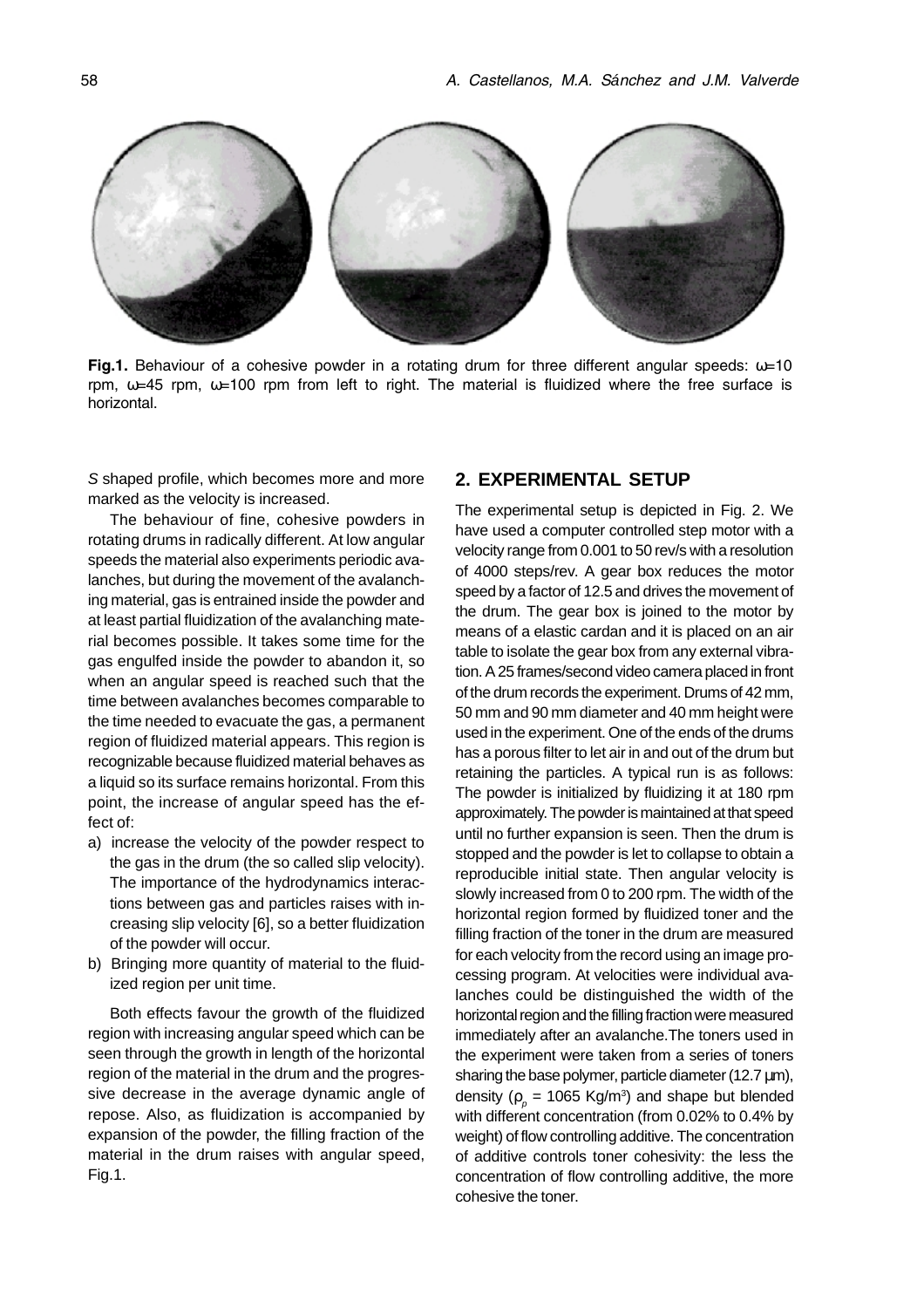**Fig.1.** Behaviour of a cohesive powder in a rotating drum for three different angular speeds: ω=10 rpm, ω=45 rpm, ω=100 rpm from left to right. The material is fluidized where the free surface is horizontal.

*S* shaped profile, which becomes more and more marked as the velocity is increased.

The behaviour of fine, cohesive powders in rotating drums in radically different. At low angular speeds the material also experiments periodic avalanches, but during the movement of the avalanching material, gas is entrained inside the powder and at least partial fluidization of the avalanching material becomes possible. It takes some time for the gas engulfed inside the powder to abandon it, so when an angular speed is reached such that the time between avalanches becomes comparable to the time needed to evacuate the gas, a permanent region of fluidized material appears. This region is recognizable because fluidized material behaves as a liquid so its surface remains horizontal. From this point, the increase of angular speed has the effect of:

a) increase the velocity of the powder respect to the gas in the drum (the so called slip velocity). The importance of the hydrodynamics interactions between gas and particles raises with increasing slip velocity [6], so a better fluidization of the powder will occur.
b) Bringing more quantity of material to the fluidized region per unit time.

Both effects favour the growth of the fluidized region with increasing angular speed which can be seen through the growth in length of the horizontal region of the material in the drum and the progressive decrease in the average dynamic angle of repose. Also, as fluidization is accompanied by expansion of the powder, the filling fraction of the material in the drum raises with angular speed, Fig.1.

## 2. EXPERIMENTAL SETUP

The experimental setup is depicted in Fig. 2. We have used a computer controlled step motor with a velocity range from 0.001 to 50 rev/s with a resolution of 4000 steps/rev. A gear box reduces the motor speed by a factor of 12.5 and drives the movement of the drum. The gear box is joined to the motor by means of a elastic cardan and it is placed on an air table to isolate the gear box from any external vibration. A 25 frames/second video camera placed in front of the drum records the experiment. Drums of 42 mm, 50 mm and 90 mm diameter and 40 mm height were used in the experiment. One of the ends of the drums has a porous filter to let air in and out of the drum but retaining the particles. A typical run is as follows: The powder is initialized by fluidizing it at 180 rpm approximately. The powder is maintained at that speed until no further expansion is seen. Then the drum is stopped and the powder is let to collapse to obtain a reproducible initial state. Then angular velocity is slowly increased from 0 to 200 rpm. The width of the horizontal region formed by fluidized toner and the filling fraction of the toner in the drum are measured for each velocity from the record using an image processing program. At velocities were individual avalanches could be distinguished the width of the horizontal region and the filling fraction were measured immediately after an avalanche.The toners used in the experiment were taken from a series of toners sharing the base polymer, particle diameter (12.7 μm), density ($\rho_p$ = 1065 Kg/m$^3$) and shape but blended with different concentration (from 0.02% to 0.4% by weight) of flow controlling additive. The concentration of additive controls toner cohesivity: the less the concentration of flow controlling additive, the more cohesive the toner.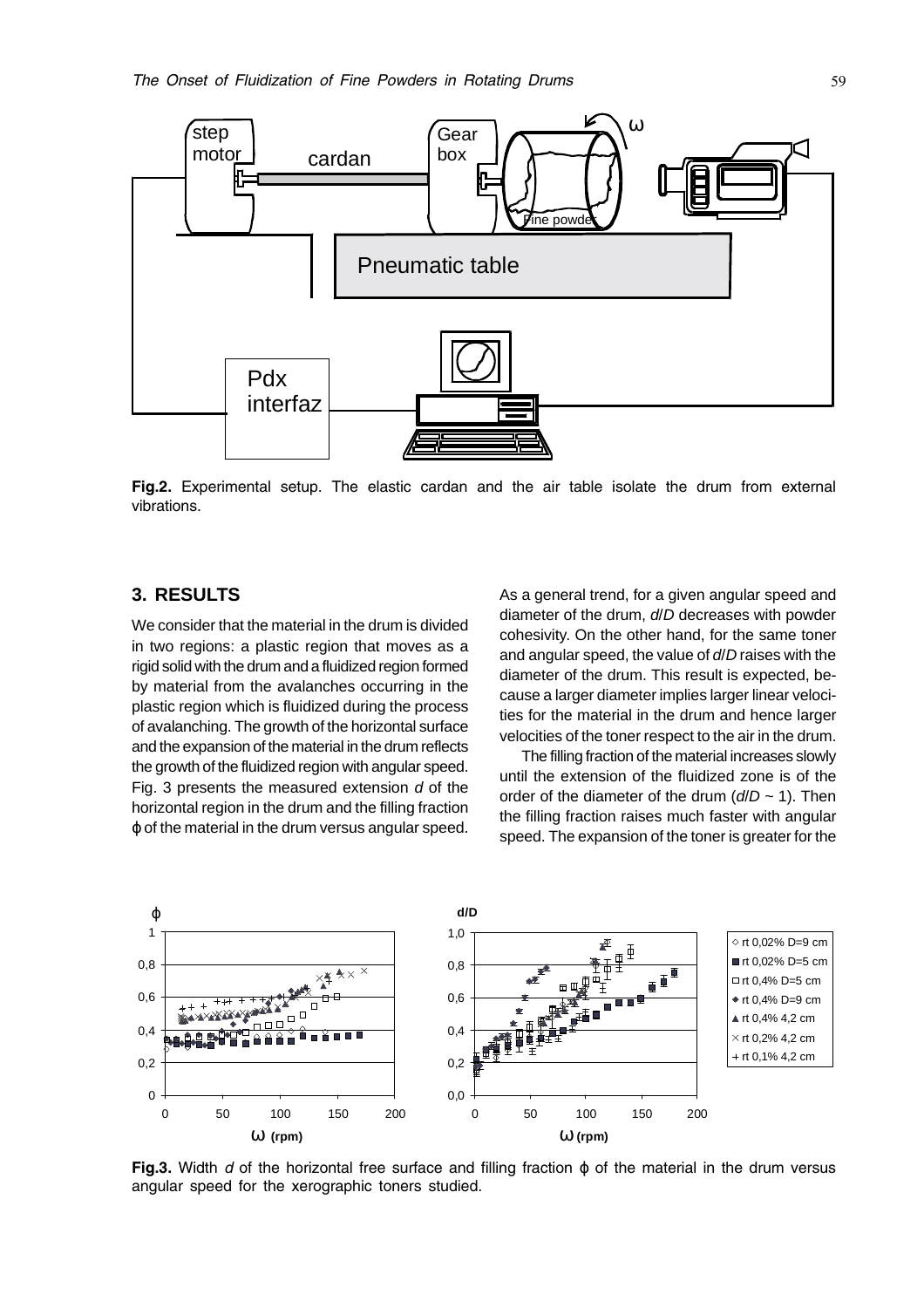**Fig.2.** Experimental setup. The elastic cardan and the air table isolate the drum from external vibrations.

## 3. RESULTS

We consider that the material in the drum is divided in two regions: a plastic region that moves as a rigid solid with the drum and a fluidized region formed by material from the avalanches occurring in the plastic region which is fluidized during the process of avalanching. The growth of the horizontal surface and the expansion of the material in the drum reflects the growth of the fluidized region with angular speed. Fig. 3 presents the measured extension $d$ of the horizontal region in the drum and the filling fraction $\phi$ of the material in the drum versus angular speed.

As a general trend, for a given angular speed and diameter of the drum, $d/D$ decreases with powder cohesivity. On the other hand, for the same toner and angular speed, the value of $d/D$ raises with the diameter of the drum. This result is expected, because a larger diameter implies larger linear velocities for the material in the drum and hence larger velocities of the toner respect to the air in the drum.

The filling fraction of the material increases slowly until the extension of the fluidized zone is of the order of the diameter of the drum ($d/D \sim 1$). Then the filling fraction raises much faster with angular speed. The expansion of the toner is greater for the

**Fig.3.** Width $d$ of the horizontal free surface and filling fraction $\phi$ of the material in the drum versus angular speed for the xerographic toners studied.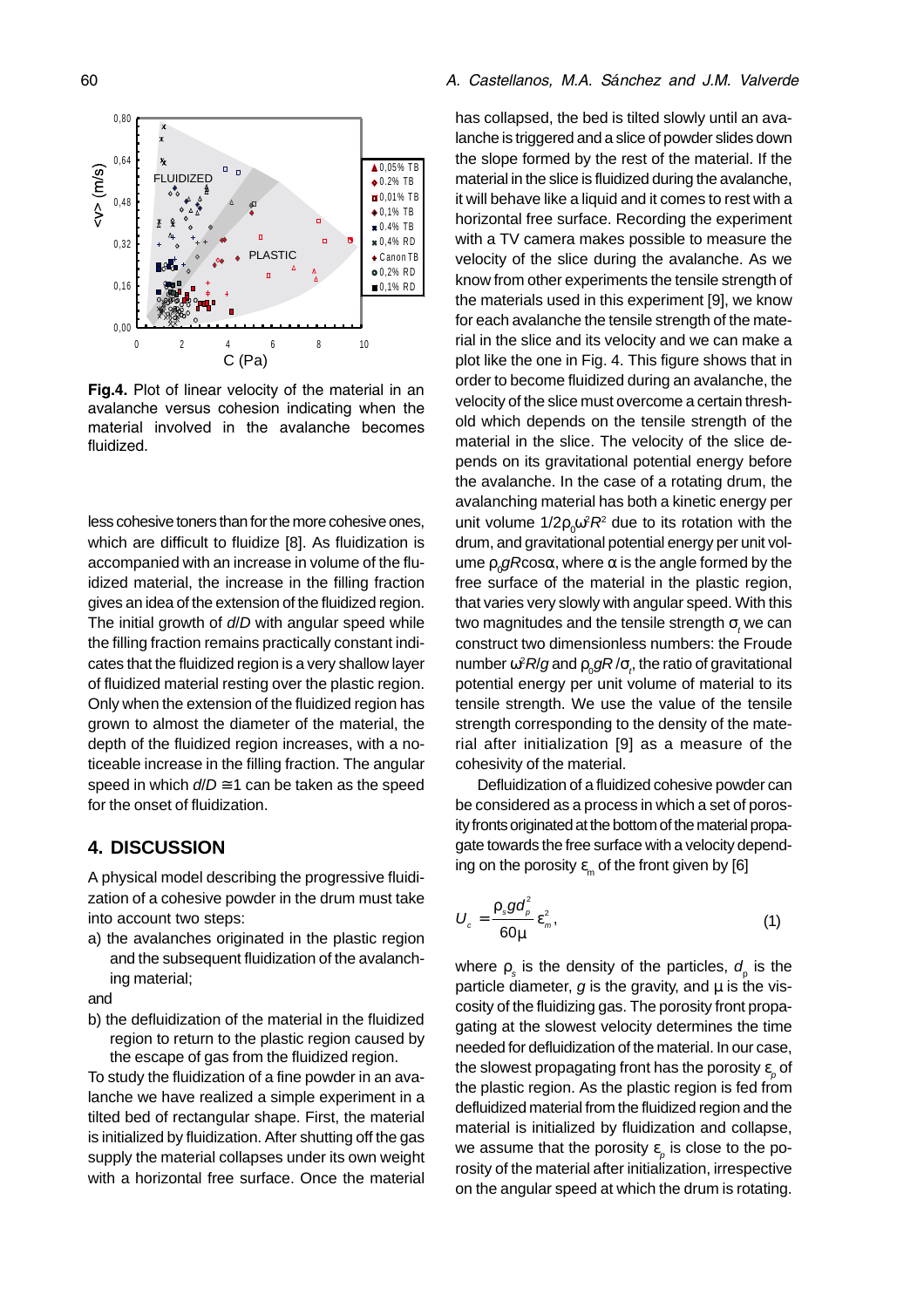**Fig.4.** Plot of linear velocity of the material in an avalanche versus cohesion indicating when the material involved in the avalanche becomes fluidized.

less cohesive toners than for the more cohesive ones, which are difficult to fluidize [8]. As fluidization is accompanied with an increase in volume of the fluidized material, the increase in the filling fraction gives an idea of the extension of the fluidized region. The initial growth of *d*/*D* with angular speed while the filling fraction remains practically constant indicates that the fluidized region is a very shallow layer of fluidized material resting over the plastic region. Only when the extension of the fluidized region has grown to almost the diameter of the material, the depth of the fluidized region increases, with a noticeable increase in the filling fraction. The angular speed in which $d/D \cong 1$ can be taken as the speed for the onset of fluidization.

## 4. DISCUSSION

A physical model describing the progressive fluidization of a cohesive powder in the drum must take into account two steps:

a) the avalanches originated in the plastic region and the subsequent fluidization of the avalanching material;

and

b) the defluidization of the material in the fluidized region to return to the plastic region caused by the escape of gas from the fluidized region.

To study the fluidization of a fine powder in an avalanche we have realized a simple experiment in a tilted bed of rectangular shape. First, the material is initialized by fluidization. After shutting off the gas supply the material collapses under its own weight with a horizontal free surface. Once the material has collapsed, the bed is tilted slowly until an avalanche is triggered and a slice of powder slides down the slope formed by the rest of the material. If the material in the slice is fluidized during the avalanche, it will behave like a liquid and it comes to rest with a horizontal free surface. Recording the experiment with a TV camera makes possible to measure the velocity of the slice during the avalanche. As we know from other experiments the tensile strength of the materials used in this experiment [9], we know for each avalanche the tensile strength of the material in the slice and its velocity and we can make a plot like the one in Fig. 4. This figure shows that in order to become fluidized during an avalanche, the velocity of the slice must overcome a certain threshold which depends on the tensile strength of the material in the slice. The velocity of the slice depends on its gravitational potential energy before the avalanche. In the case of a rotating drum, the avalanching material has both a kinetic energy per unit volume $1/2\rho_0\omega^2R^2$ due to its rotation with the drum, and gravitational potential energy per unit volume $\rho_0 gR\cos\alpha$, where $\alpha$ is the angle formed by the free surface of the material in the plastic region, that varies very slowly with angular speed. With this two magnitudes and the tensile strength $\sigma_t$ we can construct two dimensionless numbers: the Froude number $\omega^2R/g$ and $\rho_0 gR/\sigma_t$, the ratio of gravitational potential energy per unit volume of material to its tensile strength. We use the value of the tensile strength corresponding to the density of the material after initialization [9] as a measure of the cohesivity of the material.

Defluidization of a fluidized cohesive powder can be considered as a process in which a set of porosity fronts originated at the bottom of the material propagate towards the free surface with a velocity depending on the porosity $\varepsilon_m$ of the front given by [6]

$$U_c = \frac{\rho_s g d_p^2}{60\mu}\varepsilon_m^2, \tag{1}$$

where $\rho_s$ is the density of the particles, $d_p$ is the particle diameter, $g$ is the gravity, and $\mu$ is the viscosity of the fluidizing gas. The porosity front propagating at the slowest velocity determines the time needed for defluidization of the material. In our case, the slowest propagating front has the porosity $\varepsilon_p$ of the plastic region. As the plastic region is fed from defluidized material from the fluidized region and the material is initialized by fluidization and collapse, we assume that the porosity $\varepsilon_p$ is close to the porosity of the material after initialization, irrespective on the angular speed at which the drum is rotating.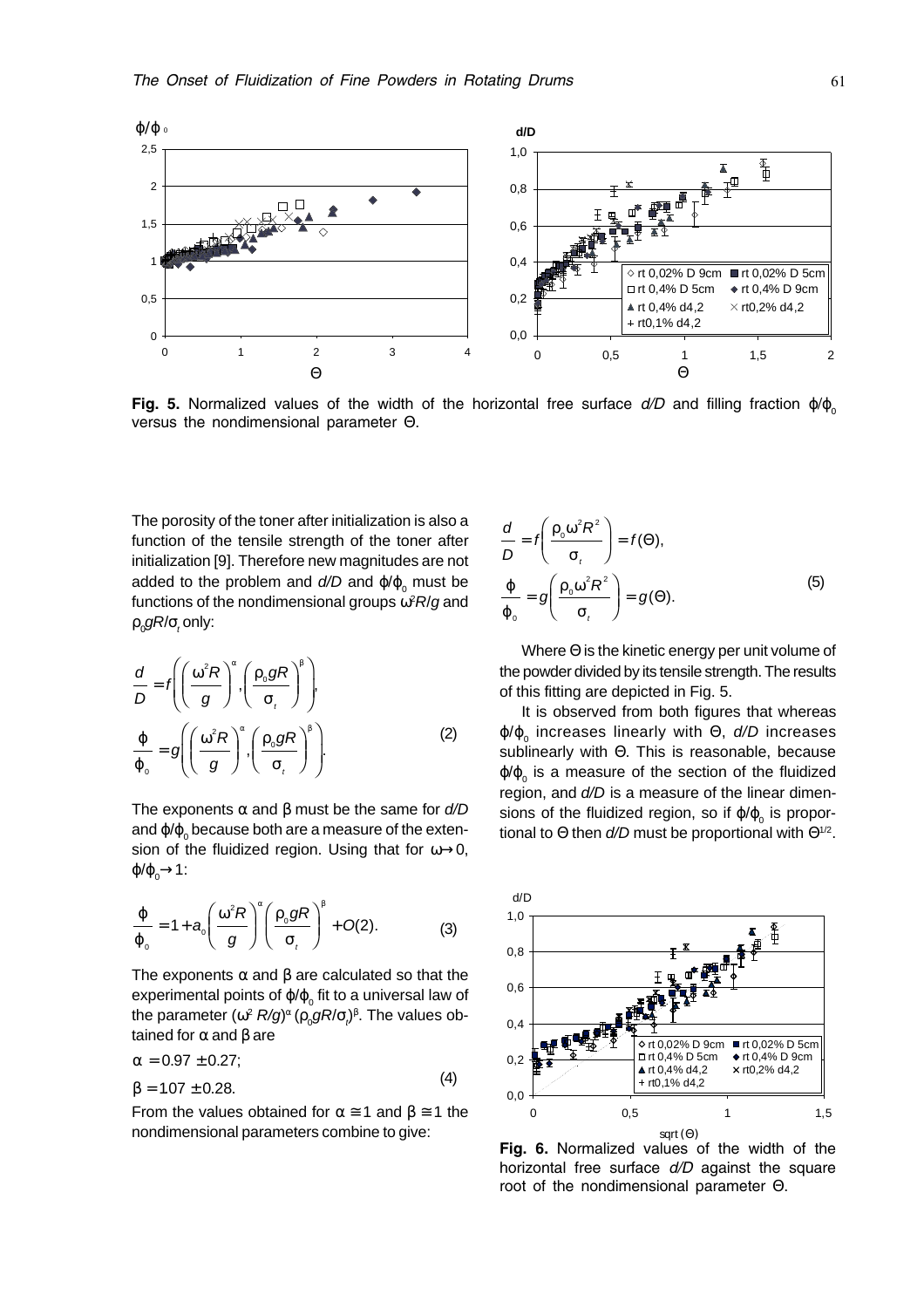**Fig. 5.** Normalized values of the width of the horizontal free surface $d/D$ and filling fraction $\phi/\phi_0$ versus the nondimensional parameter Θ.

The porosity of the toner after initialization is also a function of the tensile strength of the toner after initialization [9]. Therefore new magnitudes are not added to the problem and $d/D$ and $\phi/\phi_0$ must be functions of the nondimensional groups $\omega^2 R/g$ and $\rho_0 gR/\sigma_t$ only:

$$\frac{d}{D} = f\left(\left(\frac{\omega^2 R}{g}\right)^{\alpha}, \left(\frac{\rho_0 gR}{\sigma_t}\right)^{\beta}\right),$$
$$\frac{\phi}{\phi_0} = g\left(\left(\frac{\omega^2 R}{g}\right)^{\alpha}, \left(\frac{\rho_0 gR}{\sigma_t}\right)^{\beta}\right). \quad (2)$$

The exponents α and β must be the same for $d/D$ and $\phi/\phi_0$ because both are a measure of the extension of the fluidized region. Using that for $\omega \to 0$, $\phi/\phi_0 \to 1$:

$$\frac{\phi}{\phi_0} = 1 + a_0\left(\frac{\omega^2 R}{g}\right)^{\alpha}\left(\frac{\rho_0 gR}{\sigma_t}\right)^{\beta} + O(2). \quad (3)$$

The exponents α and β are calculated so that the experimental points of $\phi/\phi_0$ fit to a universal law of the parameter $(\omega^2 R/g)^{\alpha}(\rho_0 gR/\sigma_t)^{\beta}$. The values obtained for α and β are

$$\alpha = 0.97 \pm 0.27;$$
$$\beta = 107 \pm 0.28. \quad (4)$$

From the values obtained for $\alpha \cong 1$ and $\beta \cong 1$ the nondimensional parameters combine to give:

$$\frac{d}{D} = f\left(\frac{\rho_0 \omega^2 R^2}{\sigma_t}\right) = f(\Theta),$$
$$\frac{\phi}{\phi_0} = g\left(\frac{\rho_0 \omega^2 R^2}{\sigma_t}\right) = g(\Theta). \quad (5)$$

Where Θ is the kinetic energy per unit volume of the powder divided by its tensile strength. The results of this fitting are depicted in Fig. 5.

It is observed from both figures that whereas $\phi/\phi_0$ increases linearly with Θ, $d/D$ increases sublinearly with Θ. This is reasonable, because $\phi/\phi_0$ is a measure of the section of the fluidized region, and $d/D$ is a measure of the linear dimensions of the fluidized region, so if $\phi/\phi_0$ is proportional to Θ then $d/D$ must be proportional with $\Theta^{1/2}$.

**Fig. 6.** Normalized values of the width of the horizontal free surface $d/D$ against the square root of the nondimensional parameter Θ.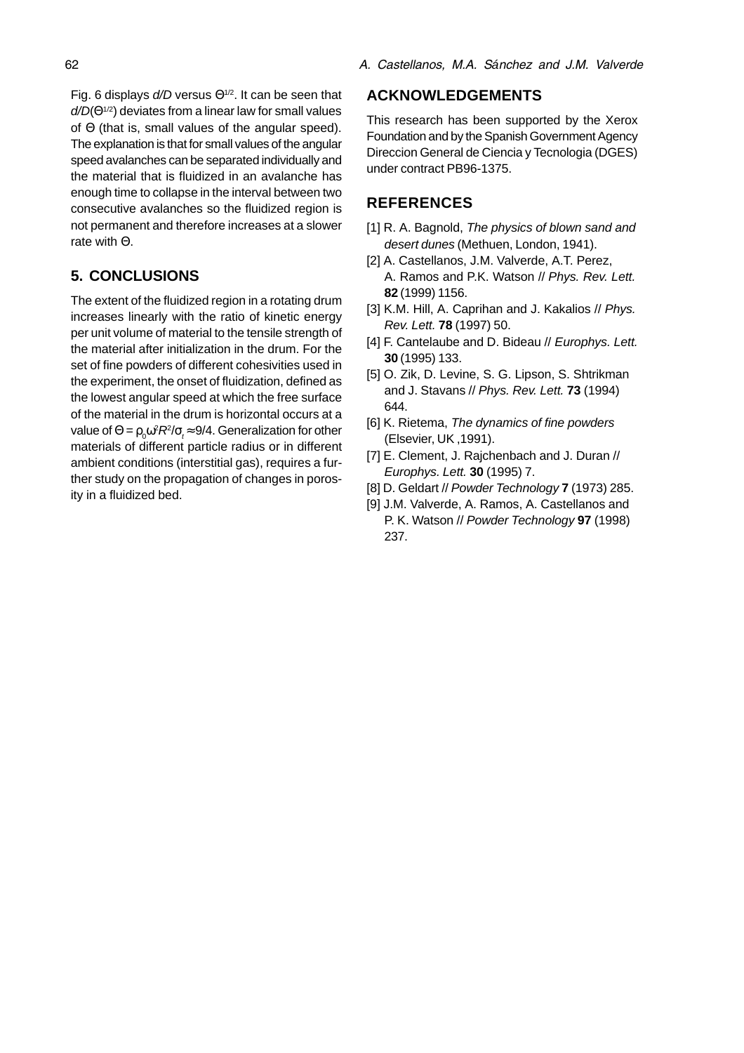Fig. 6 displays $d/D$ versus $\Theta^{1/2}$. It can be seen that $d/D(\Theta^{1/2})$ deviates from a linear law for small values of $\Theta$ (that is, small values of the angular speed). The explanation is that for small values of the angular speed avalanches can be separated individually and the material that is fluidized in an avalanche has enough time to collapse in the interval between two consecutive avalanches so the fluidized region is not permanent and therefore increases at a slower rate with $\Theta$.

## 5. CONCLUSIONS

The extent of the fluidized region in a rotating drum increases linearly with the ratio of kinetic energy per unit volume of material to the tensile strength of the material after initialization in the drum. For the set of fine powders of different cohesivities used in the experiment, the onset of fluidization, defined as the lowest angular speed at which the free surface of the material in the drum is horizontal occurs at a value of $\Theta = \rho_0\omega^2R^2/\sigma_t \approx 9/4$. Generalization for other materials of different particle radius or in different ambient conditions (interstitial gas), requires a further study on the propagation of changes in porosity in a fluidized bed.

## ACKNOWLEDGEMENTS

This research has been supported by the Xerox Foundation and by the Spanish Government Agency Direccion General de Ciencia y Tecnologia (DGES) under contract PB96-1375.

## REFERENCES

[1] R. A. Bagnold, *The physics of blown sand and desert dunes* (Methuen, London, 1941).

[2] A. Castellanos, J.M. Valverde, A.T. Perez, A. Ramos and P.K. Watson // *Phys. Rev. Lett.* **82** (1999) 1156.

[3] K.M. Hill, A. Caprihan and J. Kakalios // *Phys. Rev. Lett.* **78** (1997) 50.

[4] F. Cantelaube and D. Bideau // *Europhys. Lett.* **30** (1995) 133.

[5] O. Zik, D. Levine, S. G. Lipson, S. Shtrikman and J. Stavans // *Phys. Rev. Lett.* **73** (1994) 644.

[6] K. Rietema, *The dynamics of fine powders* (Elsevier, UK ,1991).

[7] E. Clement, J. Rajchenbach and J. Duran // *Europhys. Lett.* **30** (1995) 7.

[8] D. Geldart // *Powder Technology* **7** (1973) 285.

[9] J.M. Valverde, A. Ramos, A. Castellanos and P. K. Watson // *Powder Technology* **97** (1998) 237.